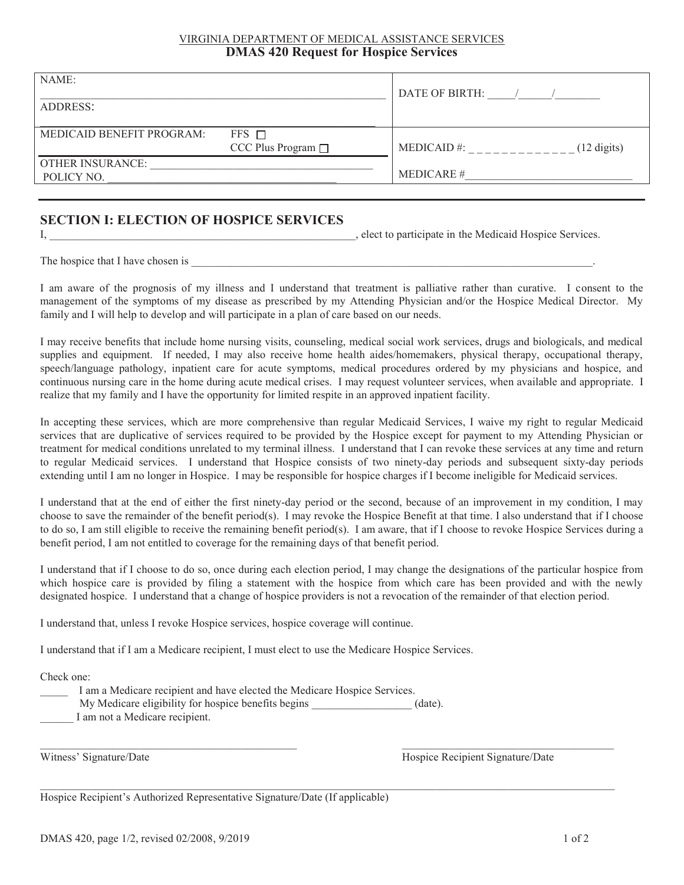VIRGINIA DEPARTMENT OF MEDICAL ASSISTANCE SERVICES

# DMAS 420 Request for Hospice Services

| NAME: ______________________________ ADDRESS: | DATE OF BIRTH: _____/_____/_______ |
|---|---|
| MEDICAID BENEFIT PROGRAM: FFS ☐ CCC Plus Program ☐ | MEDICAID #: _ _ _ _ _ _ _ _ _ _ _ _ (12 digits) |
| OTHER INSURANCE: ______________________ POLICY NO. ______________________ | MEDICARE #______________________ |

## SECTION I: ELECTION OF HOSPICE SERVICES

I, ____________________________________________________, elect to participate in the Medicaid Hospice Services.

The hospice that I have chosen is ______________________________________________________________________.

I am aware of the prognosis of my illness and I understand that treatment is palliative rather than curative. I consent to the management of the symptoms of my disease as prescribed by my Attending Physician and/or the Hospice Medical Director. My family and I will help to develop and will participate in a plan of care based on our needs.

I may receive benefits that include home nursing visits, counseling, medical social work services, drugs and biologicals, and medical supplies and equipment. If needed, I may also receive home health aides/homemakers, physical therapy, occupational therapy, speech/language pathology, inpatient care for acute symptoms, medical procedures ordered by my physicians and hospice, and continuous nursing care in the home during acute medical crises. I may request volunteer services, when available and appropriate. I realize that my family and I have the opportunity for limited respite in an approved inpatient facility.

In accepting these services, which are more comprehensive than regular Medicaid Services, I waive my right to regular Medicaid services that are duplicative of services required to be provided by the Hospice except for payment to my Attending Physician or treatment for medical conditions unrelated to my terminal illness. I understand that I can revoke these services at any time and return to regular Medicaid services. I understand that Hospice consists of two ninety-day periods and subsequent sixty-day periods extending until I am no longer in Hospice. I may be responsible for hospice charges if I become ineligible for Medicaid services.

I understand that at the end of either the first ninety-day period or the second, because of an improvement in my condition, I may choose to save the remainder of the benefit period(s). I may revoke the Hospice Benefit at that time. I also understand that if I choose to do so, I am still eligible to receive the remaining benefit period(s). I am aware, that if I choose to revoke Hospice Services during a benefit period, I am not entitled to coverage for the remaining days of that benefit period.

I understand that if I choose to do so, once during each election period, I may change the designations of the particular hospice from which hospice care is provided by filing a statement with the hospice from which care has been provided and with the newly designated hospice. I understand that a change of hospice providers is not a revocation of the remainder of that election period.

I understand that, unless I revoke Hospice services, hospice coverage will continue.

I understand that if I am a Medicare recipient, I must elect to use the Medicare Hospice Services.

Check one:

_____ I am a Medicare recipient and have elected the Medicare Hospice Services.
My Medicare eligibility for hospice benefits begins _________________ (date).

______ I am not a Medicare recipient.

_____________________________________________ Witness' Signature/Date

_____________________________________________ Hospice Recipient Signature/Date

_____________________________________________ Hospice Recipient's Authorized Representative Signature/Date (If applicable)

DMAS 420, page 1/2, revised 02/2008, 9/2019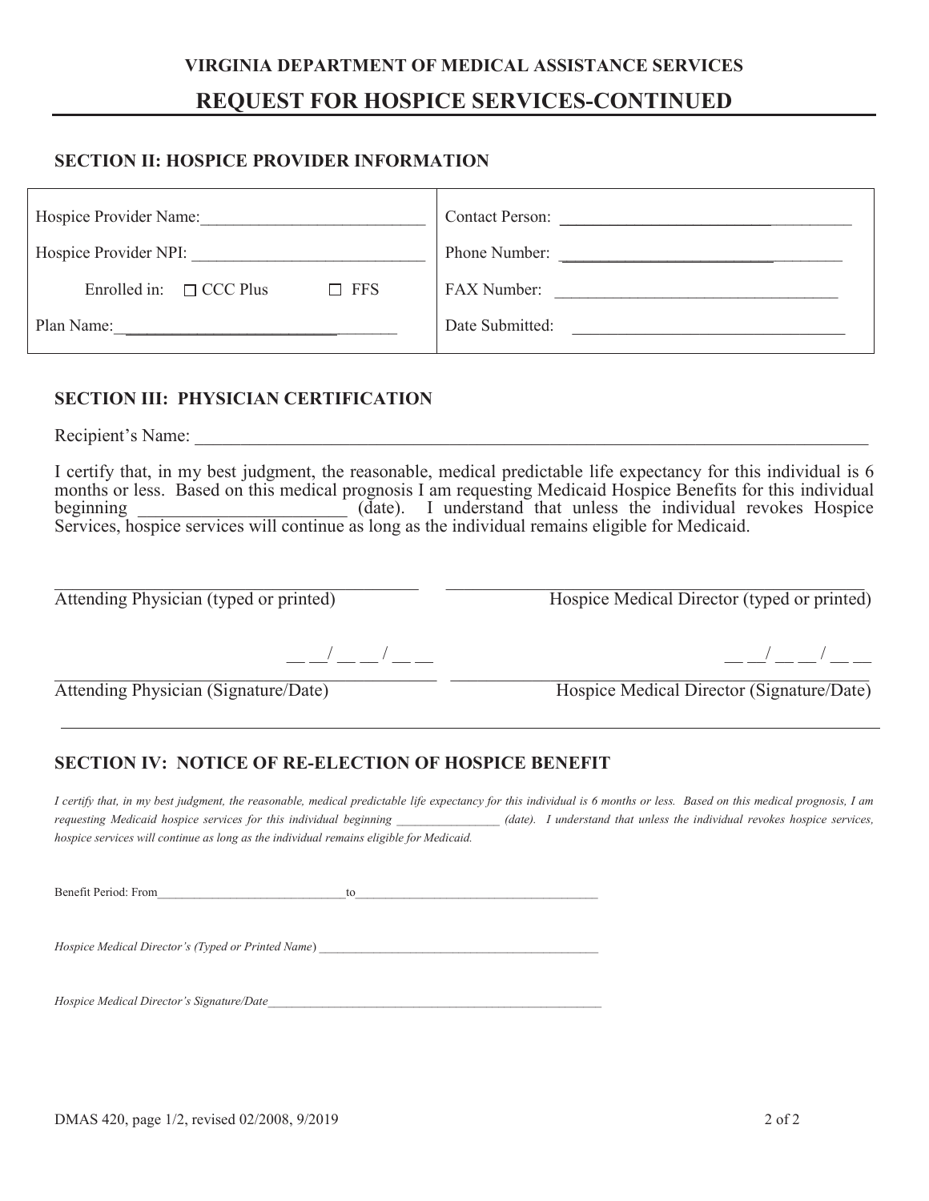# VIRGINIA DEPARTMENT OF MEDICAL ASSISTANCE SERVICES

## REQUEST FOR HOSPICE SERVICES-CONTINUED

### SECTION II: HOSPICE PROVIDER INFORMATION

| | |
|---|---|
| Hospice Provider Name:___________________________ | Contact Person: ___________________________ |
| Hospice Provider NPI: ___________________________ | Phone Number: ___________________________ |
| Enrolled in: ☐ CCC Plus ☐ FFS | FAX Number: ___________________________ |
| Plan Name:___________________________ | Date Submitted: ___________________________ |

### SECTION III: PHYSICIAN CERTIFICATION

Recipient's Name: ___________________________________________________________________________

I certify that, in my best judgment, the reasonable, medical predictable life expectancy for this individual is 6 months or less. Based on this medical prognosis I am requesting Medicaid Hospice Benefits for this individual beginning ______________________ (date). I understand that unless the individual revokes Hospice Services, hospice services will continue as long as the individual remains eligible for Medicaid.

_____________________________________ Attending Physician (typed or printed)

_____________________________________ Hospice Medical Director (typed or printed)

_____________________________________ __ __/ __ __ / __ __ Attending Physician (Signature/Date)

_____________________________________ __ __/ __ __ / __ __ Hospice Medical Director (Signature/Date)

### SECTION IV: NOTICE OF RE-ELECTION OF HOSPICE BENEFIT

*I certify that, in my best judgment, the reasonable, medical predictable life expectancy for this individual is 6 months or less. Based on this medical prognosis, I am requesting Medicaid hospice services for this individual beginning _______________ (date). I understand that unless the individual revokes hospice services, hospice services will continue as long as the individual remains eligible for Medicaid.*

Benefit Period: From______________________________to______________________________________

*Hospice Medical Director's (Typed or Printed Name)* ____________________________________________

*Hospice Medical Director's Signature/Date*______________________________________________________

DMAS 420, page 1/2, revised 02/2008, 9/2019